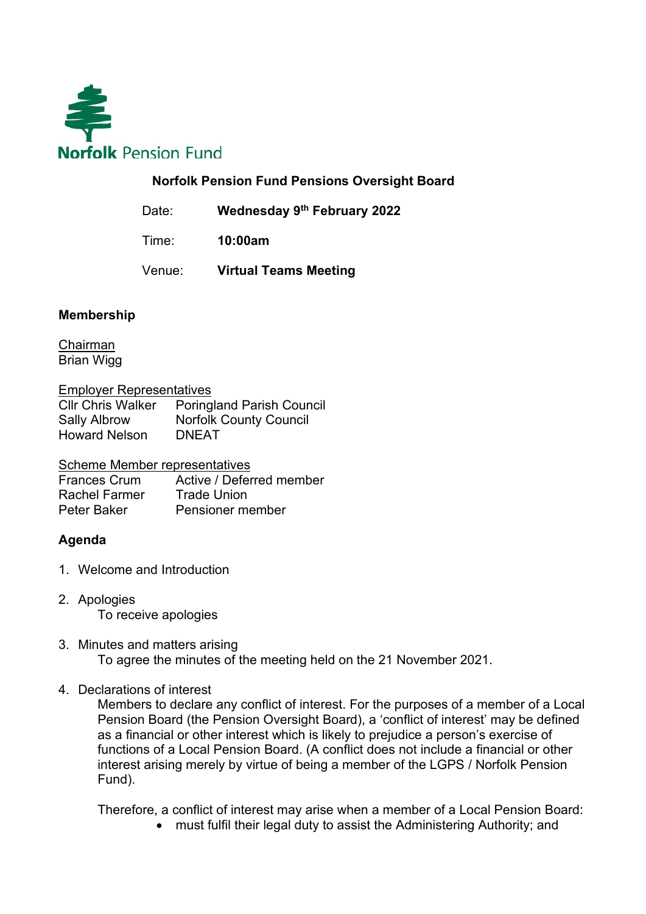Norfolk Pension Fund

# Norfolk Pension Fund Pensions Oversight Board

Date: **Wednesday 9th February 2022**

Time: **10:00am**

Venue: **Virtual Teams Meeting**

## Membership

Chairman
Brian Wigg

Employer Representatives

| | |
|---|---|
| Cllr Chris Walker | Poringland Parish Council |
| Sally Albrow | Norfolk County Council |
| Howard Nelson | DNEAT |

Scheme Member representatives

| | |
|---|---|
| Frances Crum | Active / Deferred member |
| Rachel Farmer | Trade Union |
| Peter Baker | Pensioner member |

## Agenda

1. Welcome and Introduction

2. Apologies
   To receive apologies

3. Minutes and matters arising
   To agree the minutes of the meeting held on the 21 November 2021.

4. Declarations of interest
   Members to declare any conflict of interest. For the purposes of a member of a Local Pension Board (the Pension Oversight Board), a 'conflict of interest' may be defined as a financial or other interest which is likely to prejudice a person's exercise of functions of a Local Pension Board. (A conflict does not include a financial or other interest arising merely by virtue of being a member of the LGPS / Norfolk Pension Fund).

   Therefore, a conflict of interest may arise when a member of a Local Pension Board:
   - must fulfil their legal duty to assist the Administering Authority; and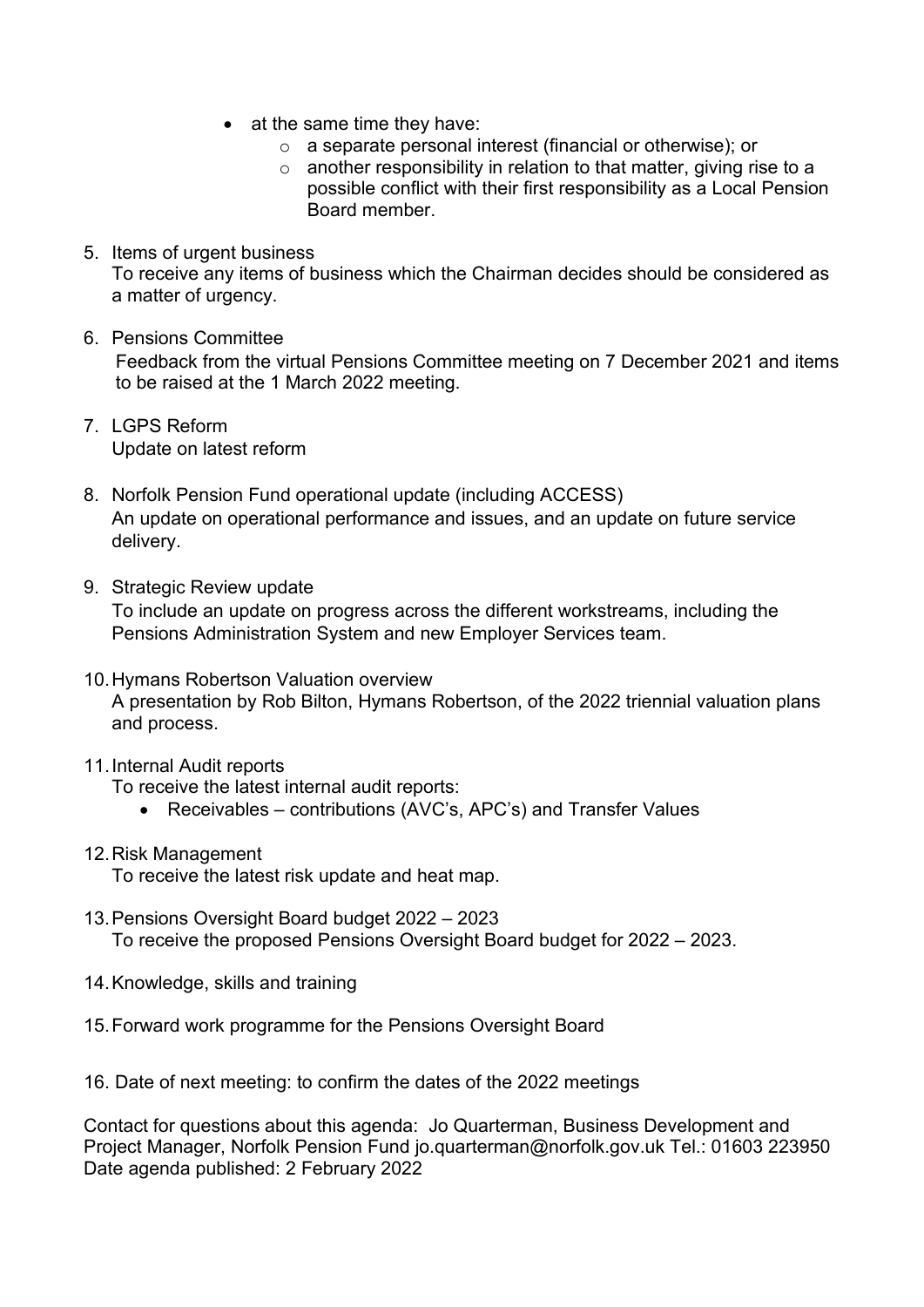- at the same time they have:
    - a separate personal interest (financial or otherwise); or
    - another responsibility in relation to that matter, giving rise to a possible conflict with their first responsibility as a Local Pension Board member.

5. Items of urgent business
   To receive any items of business which the Chairman decides should be considered as a matter of urgency.

6. Pensions Committee
   Feedback from the virtual Pensions Committee meeting on 7 December 2021 and items to be raised at the 1 March 2022 meeting.

7. LGPS Reform
   Update on latest reform

8. Norfolk Pension Fund operational update (including ACCESS)
   An update on operational performance and issues, and an update on future service delivery.

9. Strategic Review update
   To include an update on progress across the different workstreams, including the Pensions Administration System and new Employer Services team.

10. Hymans Robertson Valuation overview
    A presentation by Rob Bilton, Hymans Robertson, of the 2022 triennial valuation plans and process.

11. Internal Audit reports
    To receive the latest internal audit reports:
    - Receivables – contributions (AVC's, APC's) and Transfer Values

12. Risk Management
    To receive the latest risk update and heat map.

13. Pensions Oversight Board budget 2022 – 2023
    To receive the proposed Pensions Oversight Board budget for 2022 – 2023.

14. Knowledge, skills and training

15. Forward work programme for the Pensions Oversight Board

16. Date of next meeting: to confirm the dates of the 2022 meetings

Contact for questions about this agenda: Jo Quarterman, Business Development and Project Manager, Norfolk Pension Fund jo.quarterman@norfolk.gov.uk Tel.: 01603 223950
Date agenda published: 2 February 2022